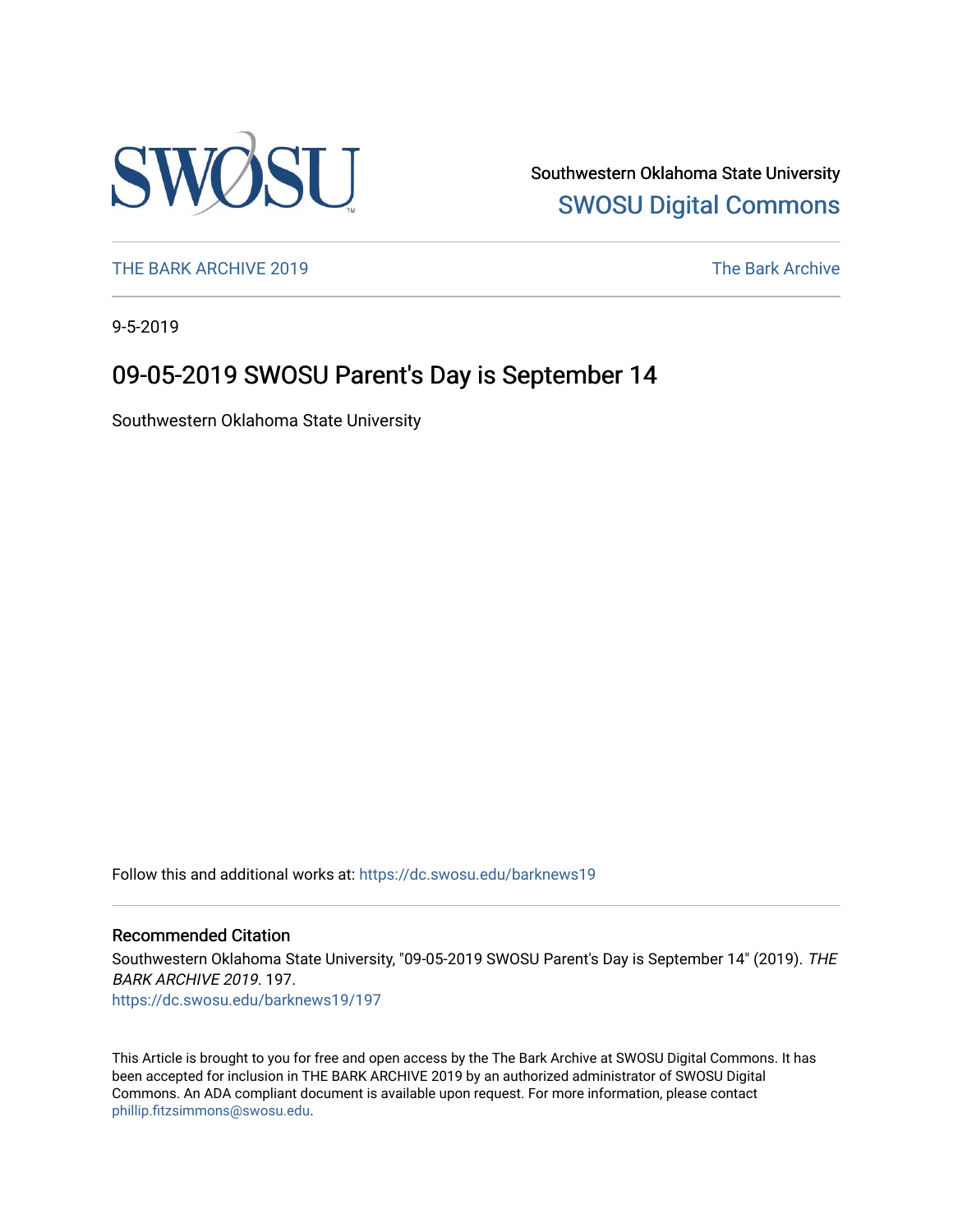Southwestern Oklahoma State University

SWOSU Digital Commons

THE BARK ARCHIVE 2019 | The Bark Archive

9-5-2019

# 09-05-2019 SWOSU Parent's Day is September 14

Southwestern Oklahoma State University

Follow this and additional works at: https://dc.swosu.edu/barknews19

## Recommended Citation

Southwestern Oklahoma State University, "09-05-2019 SWOSU Parent's Day is September 14" (2019). *THE BARK ARCHIVE 2019*. 197.
https://dc.swosu.edu/barknews19/197

This Article is brought to you for free and open access by the The Bark Archive at SWOSU Digital Commons. It has been accepted for inclusion in THE BARK ARCHIVE 2019 by an authorized administrator of SWOSU Digital Commons. An ADA compliant document is available upon request. For more information, please contact phillip.fitzsimmons@swosu.edu.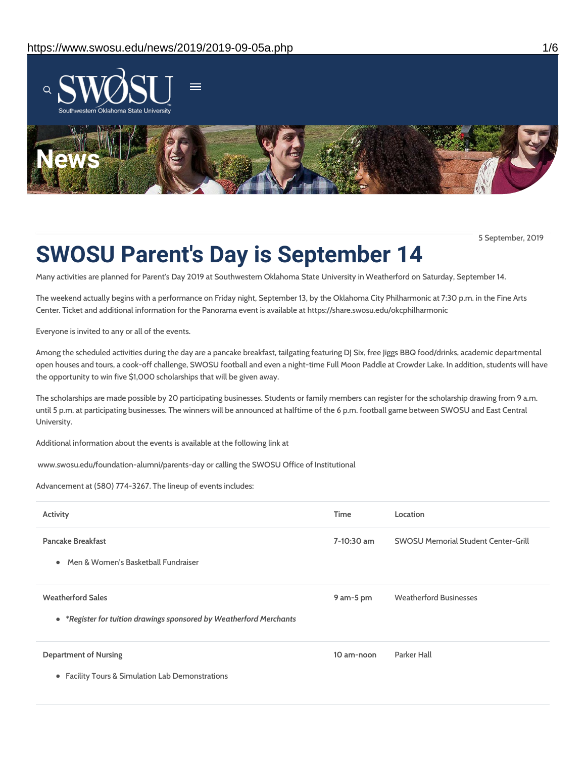5 September, 2019

# SWOSU Parent's Day is September 14

Many activities are planned for Parent's Day 2019 at Southwestern Oklahoma State University in Weatherford on Saturday, September 14.

The weekend actually begins with a performance on Friday night, September 13, by the Oklahoma City Philharmonic at 7:30 p.m. in the Fine Arts Center. Ticket and additional information for the Panorama event is available at https://share.swosu.edu/okcphilharmonic

Everyone is invited to any or all of the events.

Among the scheduled activities during the day are a pancake breakfast, tailgating featuring DJ Six, free Jiggs BBQ food/drinks, academic departmental open houses and tours, a cook-off challenge, SWOSU football and even a night-time Full Moon Paddle at Crowder Lake. In addition, students will have the opportunity to win five $1,000 scholarships that will be given away.

The scholarships are made possible by 20 participating businesses. Students or family members can register for the scholarship drawing from 9 a.m. until 5 p.m. at participating businesses. The winners will be announced at halftime of the 6 p.m. football game between SWOSU and East Central University.

Additional information about the events is available at the following link at

www.swosu.edu/foundation-alumni/parents-day or calling the SWOSU Office of Institutional

Advancement at (580) 774-3267. The lineup of events includes:

| Activity | Time | Location |
|---|---|---|
| **Pancake Breakfast**<br>• Men & Women's Basketball Fundraiser | 7-10:30 am | SWOSU Memorial Student Center-Grill |
| **Weatherford Sales**<br>• *\*Register for tuition drawings sponsored by Weatherford Merchants* | 9 am-5 pm | Weatherford Businesses |
| **Department of Nursing**<br>• Facility Tours & Simulation Lab Demonstrations | 10 am-noon | Parker Hall |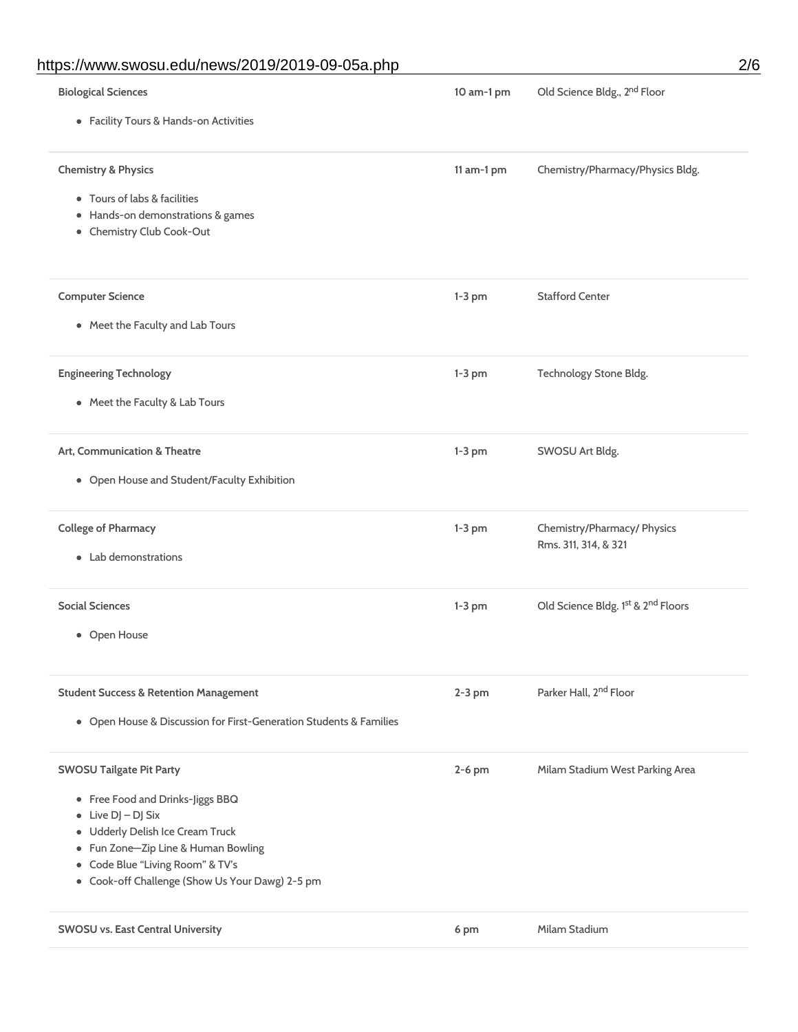| | | |
|---|---|---|
| **Biological Sciences**<br>• Facility Tours & Hands-on Activities | 10 am-1 pm | Old Science Bldg., 2nd Floor |
| **Chemistry & Physics**<br>• Tours of labs & facilities<br>• Hands-on demonstrations & games<br>• Chemistry Club Cook-Out | 11 am-1 pm | Chemistry/Pharmacy/Physics Bldg. |
| **Computer Science**<br>• Meet the Faculty and Lab Tours | 1-3 pm | Stafford Center |
| **Engineering Technology**<br>• Meet the Faculty & Lab Tours | 1-3 pm | Technology Stone Bldg. |
| **Art, Communication & Theatre**<br>• Open House and Student/Faculty Exhibition | 1-3 pm | SWOSU Art Bldg. |
| **College of Pharmacy**<br>• Lab demonstrations | 1-3 pm | Chemistry/Pharmacy/ Physics Rms. 311, 314, & 321 |
| **Social Sciences**<br>• Open House | 1-3 pm | Old Science Bldg. 1st & 2nd Floors |
| **Student Success & Retention Management**<br>• Open House & Discussion for First-Generation Students & Families | 2-3 pm | Parker Hall, 2nd Floor |
| **SWOSU Tailgate Pit Party**<br>• Free Food and Drinks-Jiggs BBQ<br>• Live DJ – DJ Six<br>• Udderly Delish Ice Cream Truck<br>• Fun Zone—Zip Line & Human Bowling<br>• Code Blue "Living Room" & TV's<br>• Cook-off Challenge (Show Us Your Dawg) 2-5 pm | 2-6 pm | Milam Stadium West Parking Area |
| **SWOSU vs. East Central University** | 6 pm | Milam Stadium |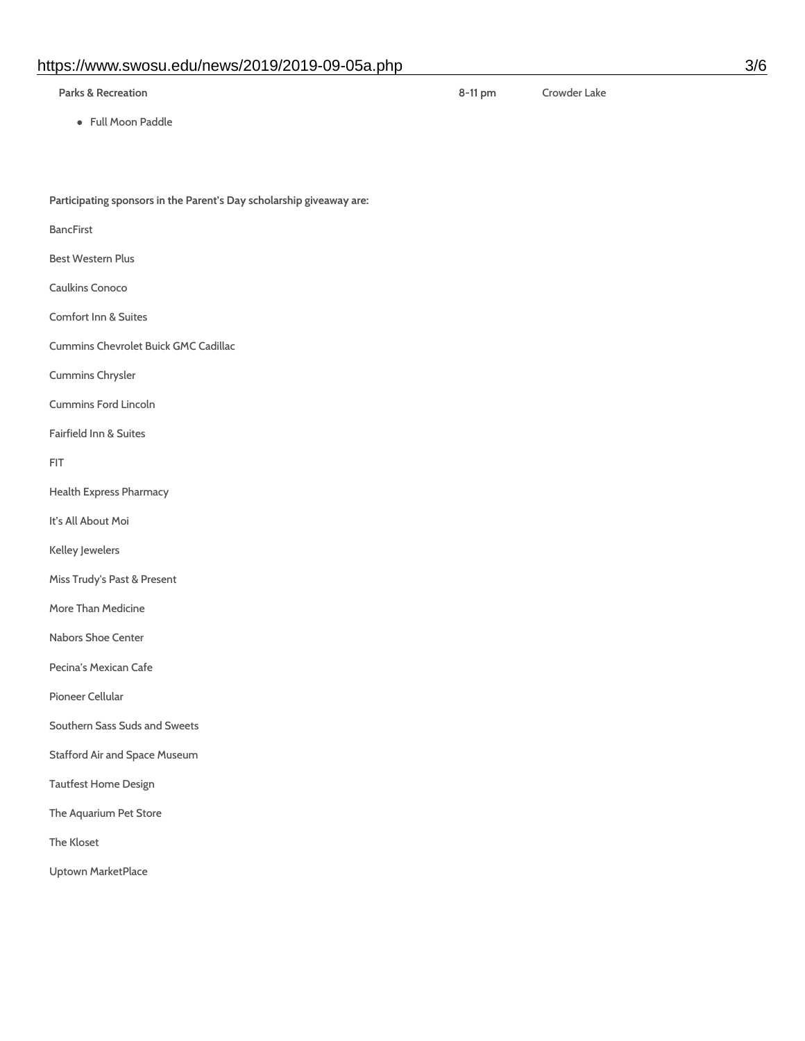| **Parks & Recreation** | **8-11 pm** | Crowder Lake |
| --- | --- | --- |
| • Full Moon Paddle | | |

**Participating sponsors in the Parent's Day scholarship giveaway are:**

BancFirst

Best Western Plus

Caulkins Conoco

Comfort Inn & Suites

Cummins Chevrolet Buick GMC Cadillac

Cummins Chrysler

Cummins Ford Lincoln

Fairfield Inn & Suites

FIT

Health Express Pharmacy

It's All About Moi

Kelley Jewelers

Miss Trudy's Past & Present

More Than Medicine

Nabors Shoe Center

Pecina's Mexican Cafe

Pioneer Cellular

Southern Sass Suds and Sweets

Stafford Air and Space Museum

Tautfest Home Design

The Aquarium Pet Store

The Kloset

Uptown MarketPlace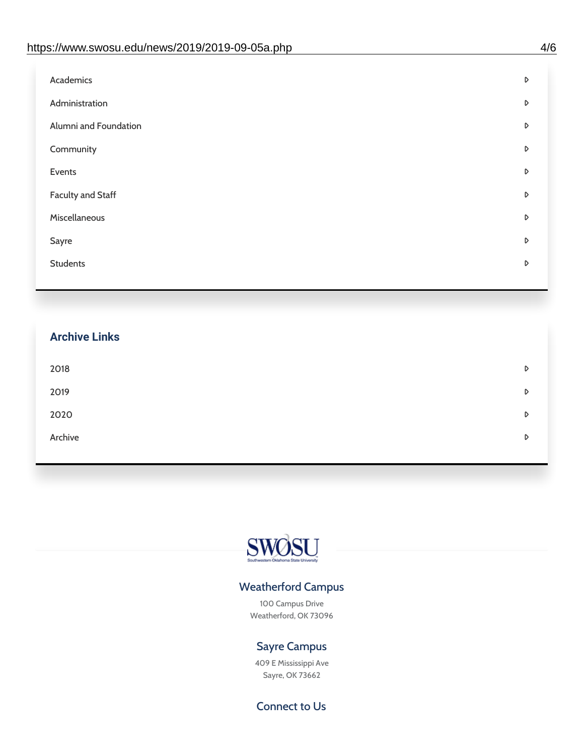- Academics
- Administration
- Alumni and Foundation
- Community
- Events
- Faculty and Staff
- Miscellaneous
- Sayre
- Students

## Archive Links

- 2018
- 2019
- 2020
- Archive

SWOSU
Southwestern Oklahoma State University

### Weatherford Campus

100 Campus Drive
Weatherford, OK 73096

### Sayre Campus

409 E Mississippi Ave
Sayre, OK 73662

### Connect to Us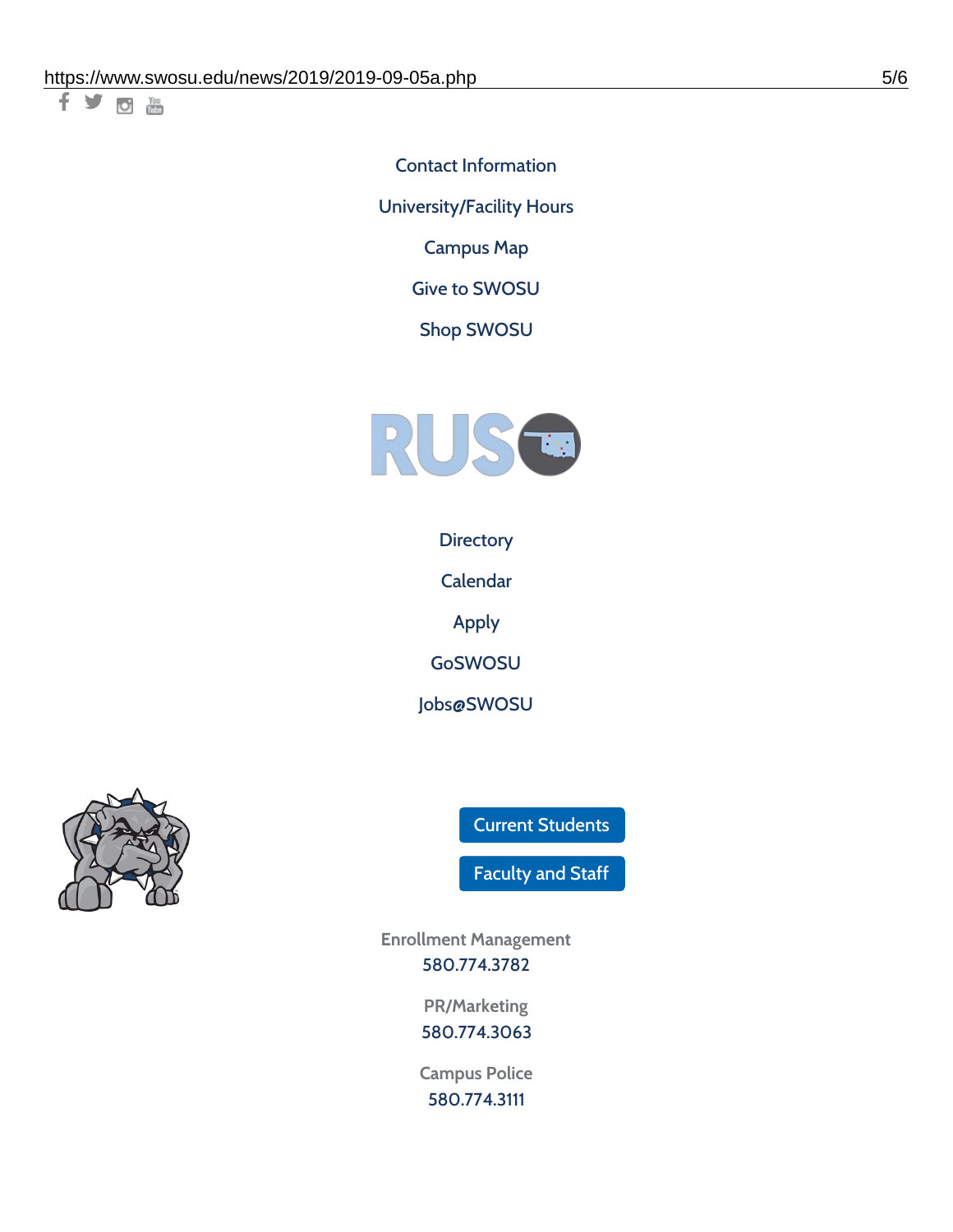Contact Information

University/Facility Hours

Campus Map

Give to SWOSU

Shop SWOSU

Directory

Calendar

Apply

GoSWOSU

Jobs@SWOSU

Current Students

Faculty and Staff

Enrollment Management
580.774.3782

PR/Marketing
580.774.3063

Campus Police
580.774.3111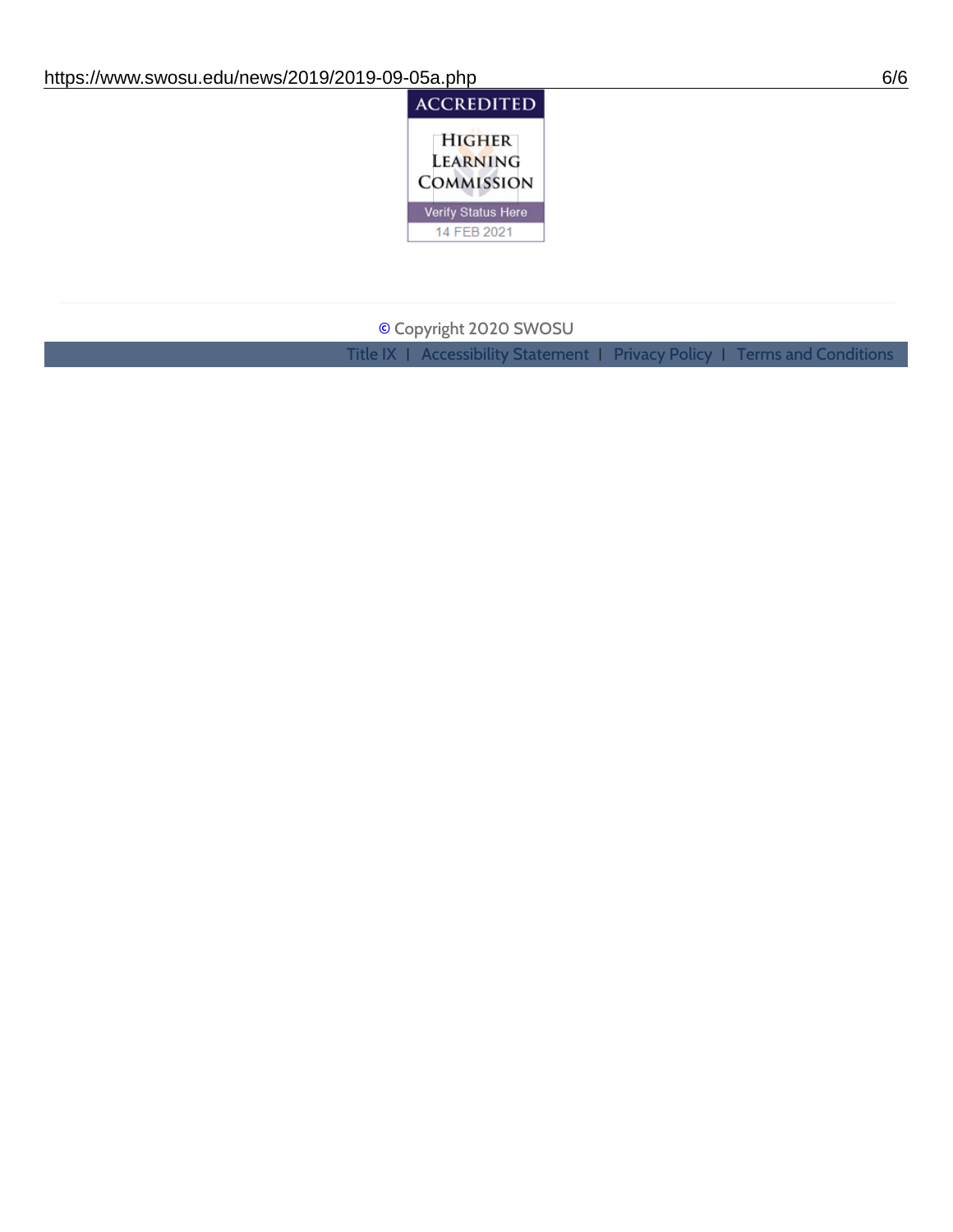ACCREDITED

HIGHER LEARNING COMMISSION

Verify Status Here

14 FEB 2021

© Copyright 2020 SWOSU

Title IX | Accessibility Statement | Privacy Policy | Terms and Conditions